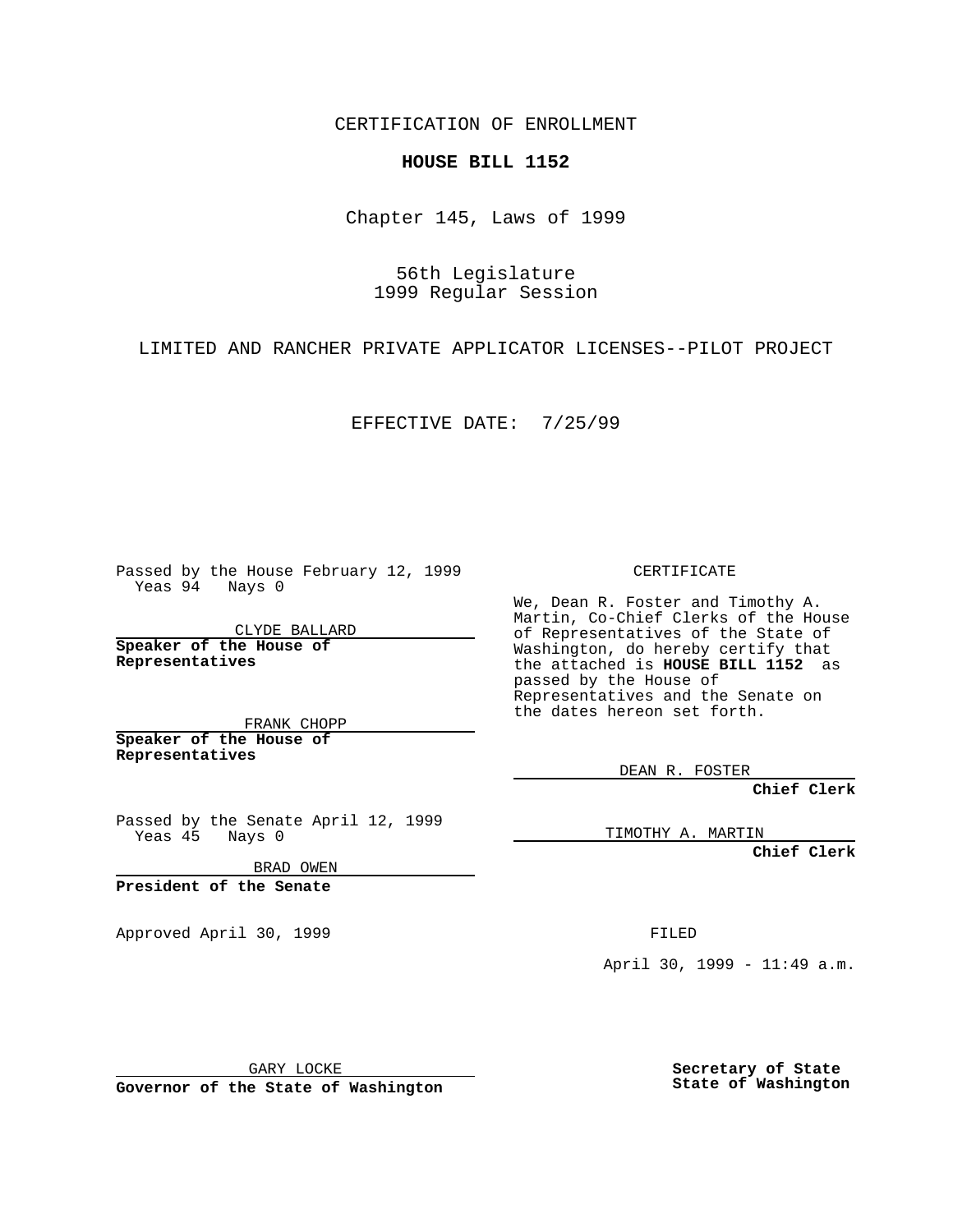CERTIFICATION OF ENROLLMENT

**HOUSE BILL 1152**

Chapter 145, Laws of 1999

56th Legislature
1999 Regular Session

LIMITED AND RANCHER PRIVATE APPLICATOR LICENSES--PILOT PROJECT

EFFECTIVE DATE: 7/25/99

Passed by the House February 12, 1999
Yeas 94 Nays 0

CLYDE BALLARD

**Speaker of the House of Representatives**

FRANK CHOPP

**Speaker of the House of Representatives**

Passed by the Senate April 12, 1999
Yeas 45 Nays 0

BRAD OWEN

**President of the Senate**

Approved April 30, 1999

GARY LOCKE

**Governor of the State of Washington**

CERTIFICATE

We, Dean R. Foster and Timothy A. Martin, Co-Chief Clerks of the House of Representatives of the State of Washington, do hereby certify that the attached is **HOUSE BILL 1152** as passed by the House of Representatives and the Senate on the dates hereon set forth.

DEAN R. FOSTER

**Chief Clerk**

TIMOTHY A. MARTIN

**Chief Clerk**

FILED

April 30, 1999 - 11:49 a.m.

**Secretary of State**
**State of Washington**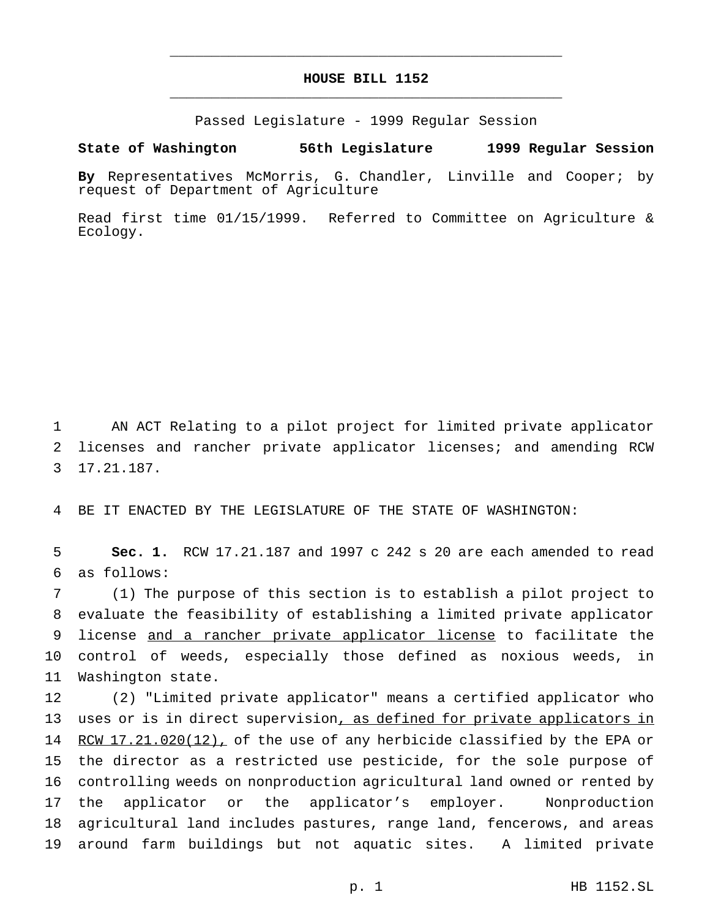# HOUSE BILL 1152

Passed Legislature - 1999 Regular Session

**State of Washington 56th Legislature 1999 Regular Session**

**By** Representatives McMorris, G. Chandler, Linville and Cooper; by request of Department of Agriculture

Read first time 01/15/1999. Referred to Committee on Agriculture & Ecology.

AN ACT Relating to a pilot project for limited private applicator licenses and rancher private applicator licenses; and amending RCW 17.21.187.

BE IT ENACTED BY THE LEGISLATURE OF THE STATE OF WASHINGTON:

**Sec. 1.** RCW 17.21.187 and 1997 c 242 s 20 are each amended to read as follows:

(1) The purpose of this section is to establish a pilot project to evaluate the feasibility of establishing a limited private applicator license <u>and a rancher private applicator license</u> to facilitate the control of weeds, especially those defined as noxious weeds, in Washington state.

(2) "Limited private applicator" means a certified applicator who uses or is in direct supervision<u>, as defined for private applicators in RCW 17.21.020(12),</u> of the use of any herbicide classified by the EPA or the director as a restricted use pesticide, for the sole purpose of controlling weeds on nonproduction agricultural land owned or rented by the applicator or the applicator's employer. Nonproduction agricultural land includes pastures, range land, fencerows, and areas around farm buildings but not aquatic sites. A limited private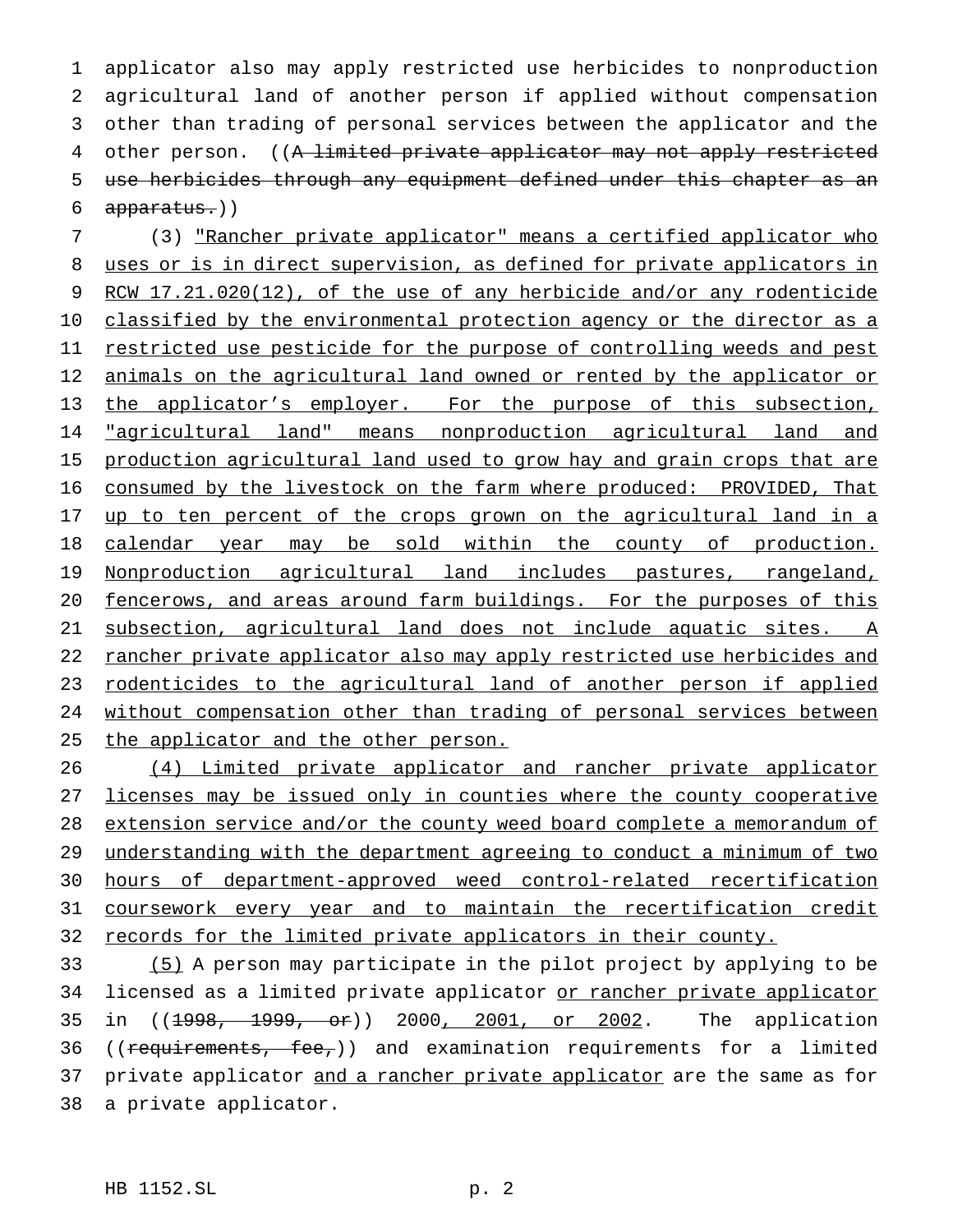applicator also may apply restricted use herbicides to nonproduction agricultural land of another person if applied without compensation other than trading of personal services between the applicator and the other person. ((~~A limited private applicator may not apply restricted use herbicides through any equipment defined under this chapter as an apparatus.~~))

(3) <u>"Rancher private applicator" means a certified applicator who uses or is in direct supervision, as defined for private applicators in RCW 17.21.020(12), of the use of any herbicide and/or any rodenticide classified by the environmental protection agency or the director as a restricted use pesticide for the purpose of controlling weeds and pest animals on the agricultural land owned or rented by the applicator or the applicator's employer. For the purpose of this subsection, "agricultural land" means nonproduction agricultural land and production agricultural land used to grow hay and grain crops that are consumed by the livestock on the farm where produced: PROVIDED, That up to ten percent of the crops grown on the agricultural land in a calendar year may be sold within the county of production. Nonproduction agricultural land includes pastures, rangeland, fencerows, and areas around farm buildings. For the purposes of this subsection, agricultural land does not include aquatic sites. A rancher private applicator also may apply restricted use herbicides and rodenticides to the agricultural land of another person if applied without compensation other than trading of personal services between the applicator and the other person.</u>

<u>(4) Limited private applicator and rancher private applicator licenses may be issued only in counties where the county cooperative extension service and/or the county weed board complete a memorandum of understanding with the department agreeing to conduct a minimum of two hours of department-approved weed control-related recertification coursework every year and to maintain the recertification credit records for the limited private applicators in their county.</u>

<u>(5)</u> A person may participate in the pilot project by applying to be licensed as a limited private applicator <u>or rancher private applicator</u> in ((~~1998, 1999, or~~)) 2000<u>, 2001, or 2002</u>. The application ((~~requirements, fee,~~)) and examination requirements for a limited private applicator <u>and a rancher private applicator</u> are the same as for a private applicator.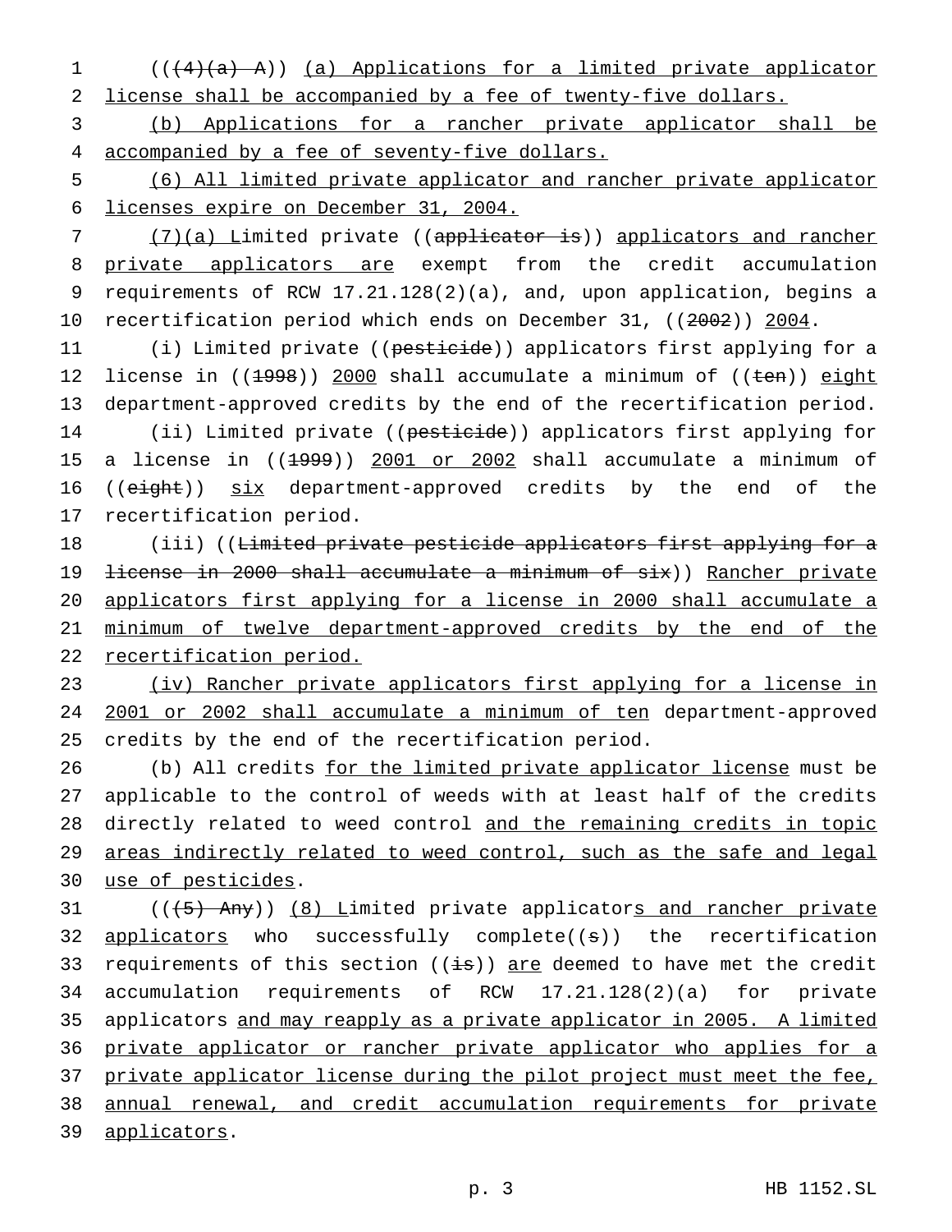((~~(4)(a) A~~)) <u>(a) Applications for a limited private applicator license shall be accompanied by a fee of twenty-five dollars.</u>

<u>(b) Applications for a rancher private applicator shall be accompanied by a fee of seventy-five dollars.</u>

<u>(6) All limited private applicator and rancher private applicator licenses expire on December 31, 2004.</u>

<u>(7)(a) L</u>imited private ((~~applicator is~~)) <u>applicators and rancher private applicators are</u> exempt from the credit accumulation requirements of RCW 17.21.128(2)(a), and, upon application, begins a recertification period which ends on December 31, ((~~2002~~)) <u>2004</u>.

(i) Limited private ((~~pesticide~~)) applicators first applying for a license in ((~~1998~~)) <u>2000</u> shall accumulate a minimum of ((~~ten~~)) <u>eight</u> department-approved credits by the end of the recertification period.

(ii) Limited private ((~~pesticide~~)) applicators first applying for a license in ((~~1999~~)) <u>2001 or 2002</u> shall accumulate a minimum of ((~~eight~~)) <u>six</u> department-approved credits by the end of the recertification period.

(iii) ((~~Limited private pesticide applicators first applying for a license in 2000 shall accumulate a minimum of six~~)) <u>Rancher private applicators first applying for a license in 2000 shall accumulate a minimum of twelve department-approved credits by the end of the recertification period.</u>

<u>(iv) Rancher private applicators first applying for a license in 2001 or 2002 shall accumulate a minimum of ten</u> department-approved credits by the end of the recertification period.

(b) All credits <u>for the limited private applicator license</u> must be applicable to the control of weeds with at least half of the credits directly related to weed control <u>and the remaining credits in topic areas indirectly related to weed control, such as the safe and legal use of pesticides</u>.

((~~(5) Any~~)) <u>(8) L</u>imited private applicator<u>s and rancher private applicators</u> who successfully complete((~~s~~)) the recertification requirements of this section ((~~is~~)) <u>are</u> deemed to have met the credit accumulation requirements of RCW 17.21.128(2)(a) for private applicators <u>and may reapply as a private applicator in 2005. A limited private applicator or rancher private applicator who applies for a private applicator license during the pilot project must meet the fee, annual renewal, and credit accumulation requirements for private applicators</u>.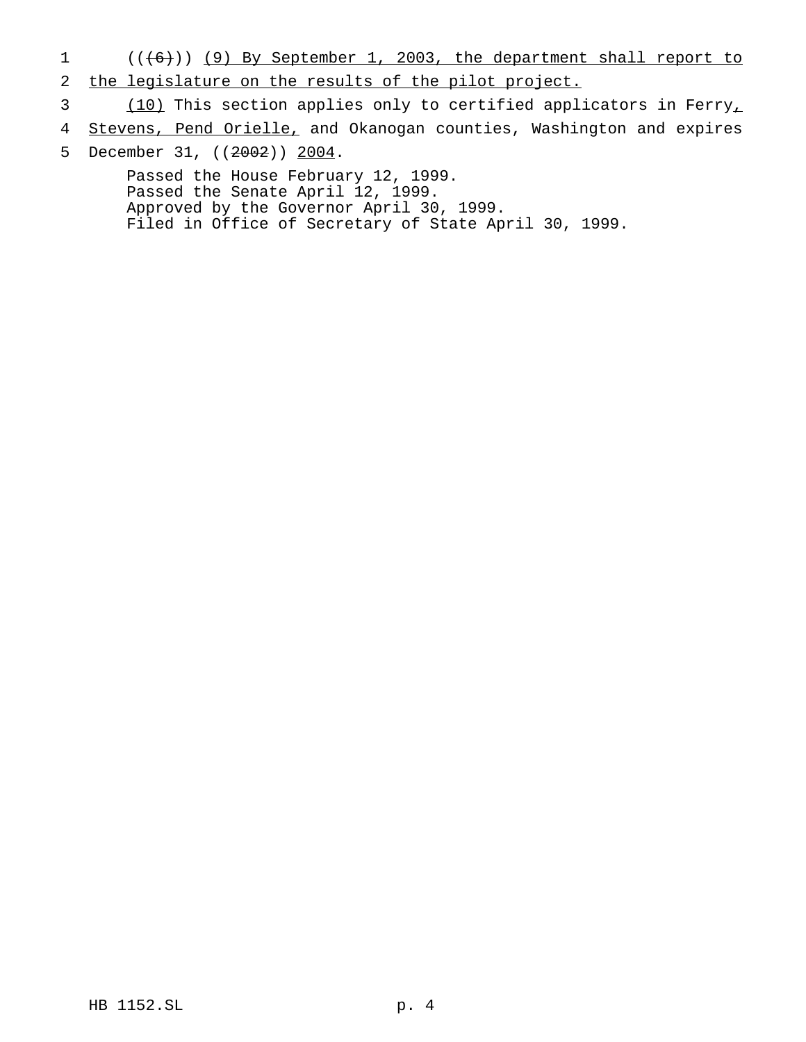((~~(6)~~)) <u>(9) By September 1, 2003, the department shall report to the legislature on the results of the pilot project.</u>

<u>(10)</u> This section applies only to certified applicators in Ferry<u>, Stevens, Pend Orielle,</u> and Okanogan counties, Washington and expires December 31, ((~~2002~~)) <u>2004</u>.

Passed the House February 12, 1999.
Passed the Senate April 12, 1999.
Approved by the Governor April 30, 1999.
Filed in Office of Secretary of State April 30, 1999.